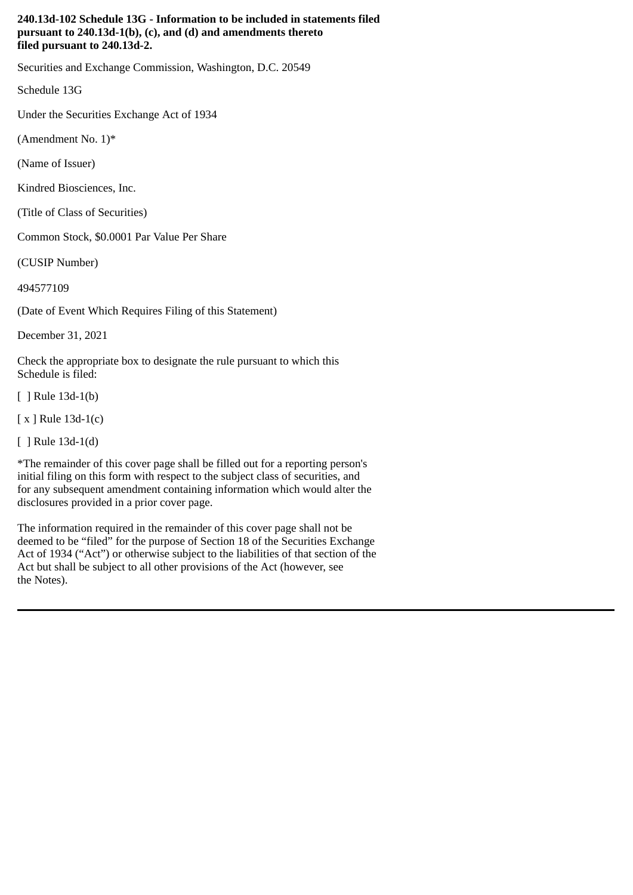**240.13d-102 Schedule 13G - Information to be included in statements filed pursuant to 240.13d-1(b), (c), and (d) and amendments thereto filed pursuant to 240.13d-2.**

Securities and Exchange Commission, Washington, D.C. 20549

Schedule 13G

Under the Securities Exchange Act of 1934

(Amendment No. 1)*

(Name of Issuer)

Kindred Biosciences, Inc.

(Title of Class of Securities)

Common Stock, $0.0001 Par Value Per Share

(CUSIP Number)

494577109

(Date of Event Which Requires Filing of this Statement)

December 31, 2021

Check the appropriate box to designate the rule pursuant to which this Schedule is filed:

[ ] Rule 13d-1(b)

[ x ] Rule 13d-1(c)

[ ] Rule 13d-1(d)

*The remainder of this cover page shall be filled out for a reporting person's initial filing on this form with respect to the subject class of securities, and for any subsequent amendment containing information which would alter the disclosures provided in a prior cover page.

The information required in the remainder of this cover page shall not be deemed to be "filed" for the purpose of Section 18 of the Securities Exchange Act of 1934 ("Act") or otherwise subject to the liabilities of that section of the Act but shall be subject to all other provisions of the Act (however, see the Notes).

---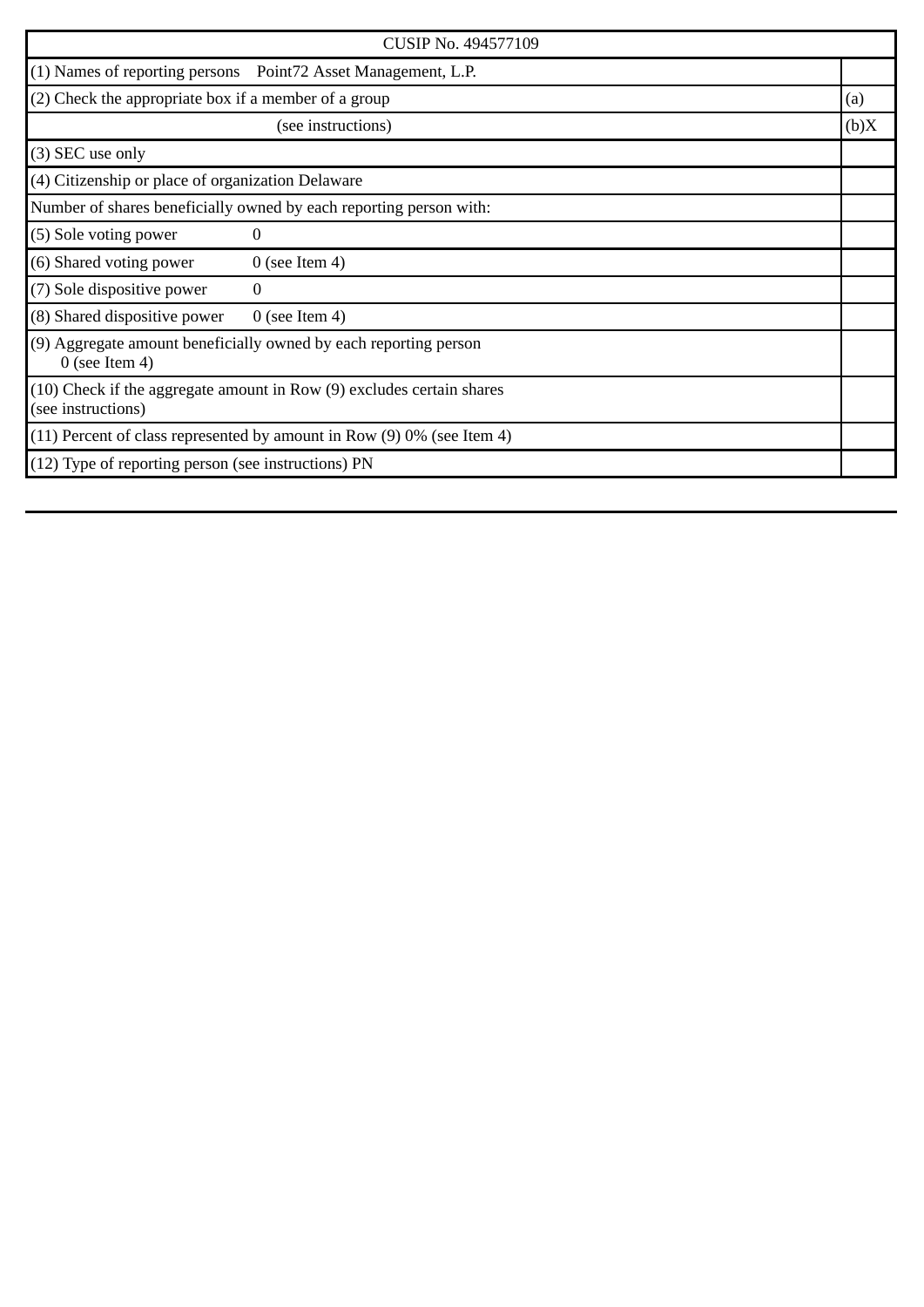| CUSIP No. 494577109 | |
|---|---|
| (1) Names of reporting persons Point72 Asset Management, L.P. | |
| (2) Check the appropriate box if a member of a group | (a) |
| (see instructions) | (b)X |
| (3) SEC use only | |
| (4) Citizenship or place of organization Delaware | |
| Number of shares beneficially owned by each reporting person with: | |
| (5) Sole voting power 0 | |
| (6) Shared voting power 0 (see Item 4) | |
| (7) Sole dispositive power 0 | |
| (8) Shared dispositive power 0 (see Item 4) | |
| (9) Aggregate amount beneficially owned by each reporting person 0 (see Item 4) | |
| (10) Check if the aggregate amount in Row (9) excludes certain shares (see instructions) | |
| (11) Percent of class represented by amount in Row (9) 0% (see Item 4) | |
| (12) Type of reporting person (see instructions) PN | |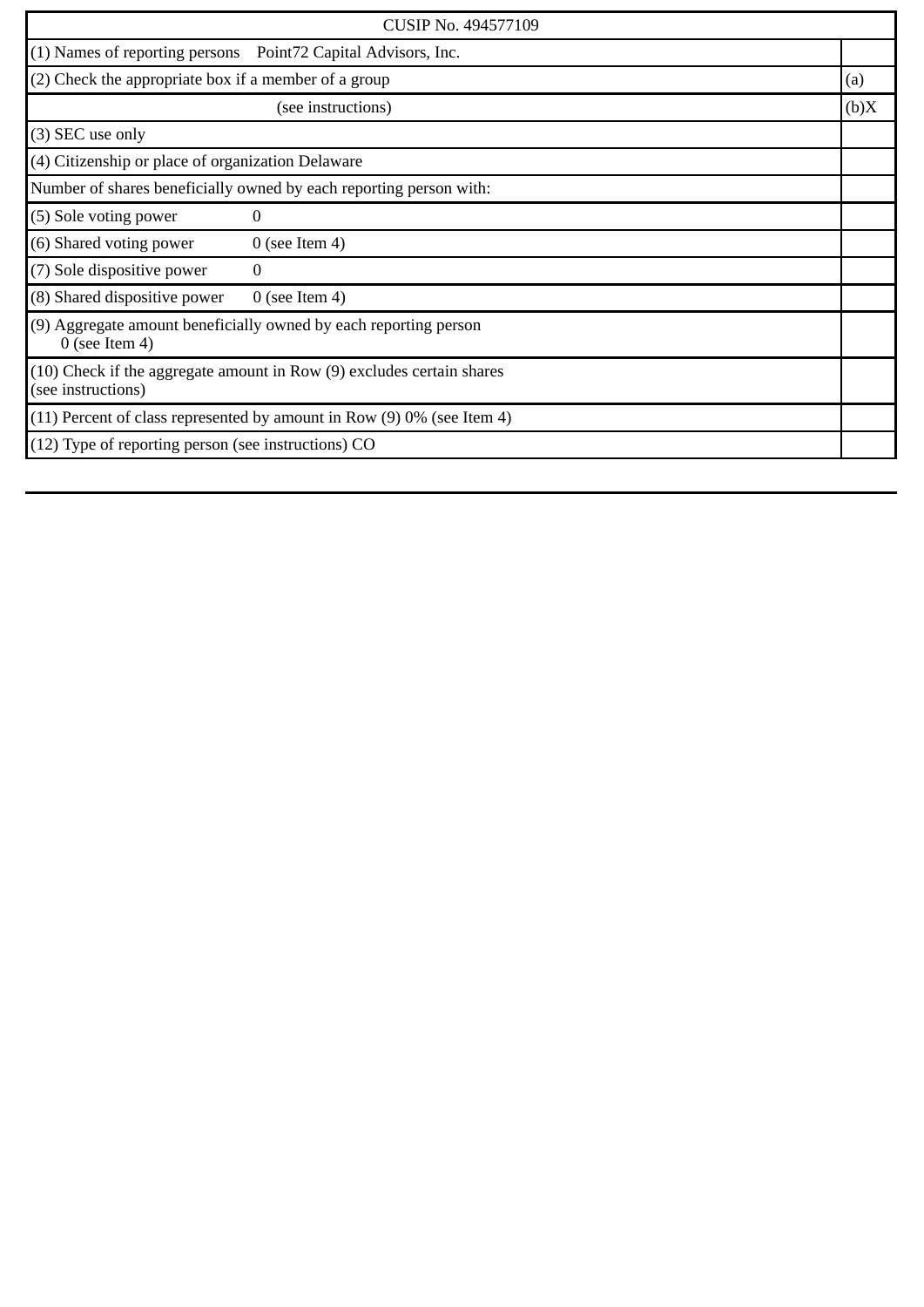| CUSIP No. 494577109 | |
|---|---|
| (1) Names of reporting persons Point72 Capital Advisors, Inc. | |
| (2) Check the appropriate box if a member of a group | (a) |
| (see instructions) | (b)X |
| (3) SEC use only | |
| (4) Citizenship or place of organization Delaware | |
| Number of shares beneficially owned by each reporting person with: | |
| (5) Sole voting power 0 | |
| (6) Shared voting power 0 (see Item 4) | |
| (7) Sole dispositive power 0 | |
| (8) Shared dispositive power 0 (see Item 4) | |
| (9) Aggregate amount beneficially owned by each reporting person 0 (see Item 4) | |
| (10) Check if the aggregate amount in Row (9) excludes certain shares (see instructions) | |
| (11) Percent of class represented by amount in Row (9) 0% (see Item 4) | |
| (12) Type of reporting person (see instructions) CO | |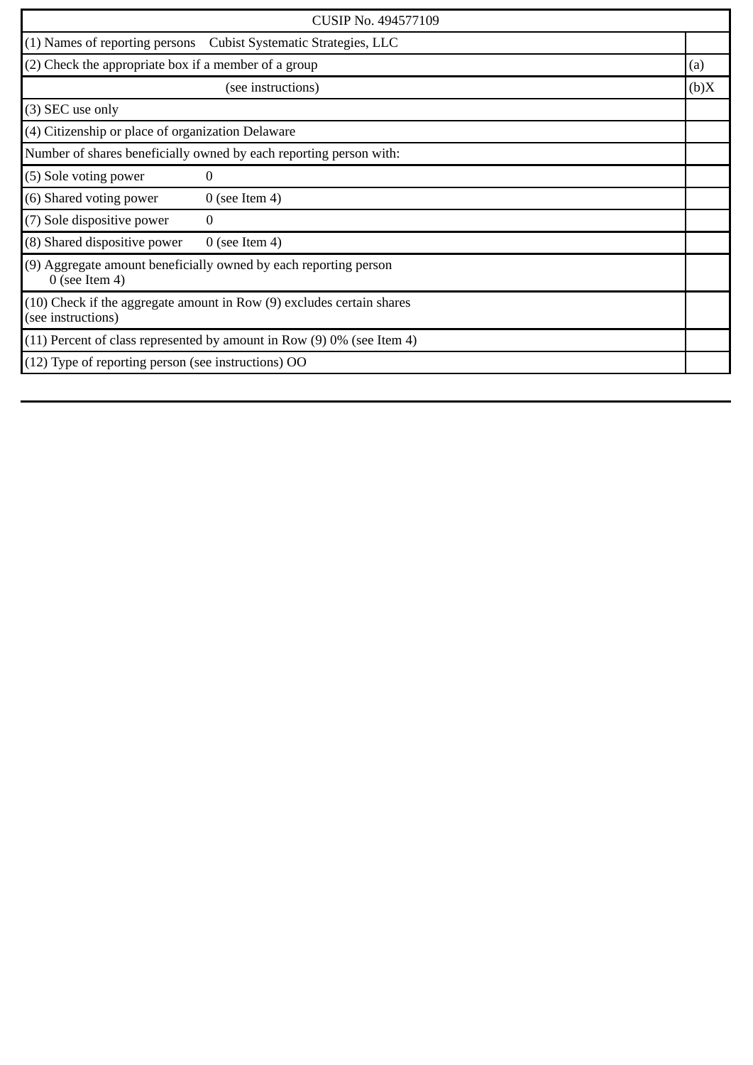| CUSIP No. 494577109 | |
|---|---|
| (1) Names of reporting persons Cubist Systematic Strategies, LLC | |
| (2) Check the appropriate box if a member of a group | (a) |
| (see instructions) | (b)X |
| (3) SEC use only | |
| (4) Citizenship or place of organization Delaware | |
| Number of shares beneficially owned by each reporting person with: | |
| (5) Sole voting power 0 | |
| (6) Shared voting power 0 (see Item 4) | |
| (7) Sole dispositive power 0 | |
| (8) Shared dispositive power 0 (see Item 4) | |
| (9) Aggregate amount beneficially owned by each reporting person 0 (see Item 4) | |
| (10) Check if the aggregate amount in Row (9) excludes certain shares (see instructions) | |
| (11) Percent of class represented by amount in Row (9) 0% (see Item 4) | |
| (12) Type of reporting person (see instructions) OO | |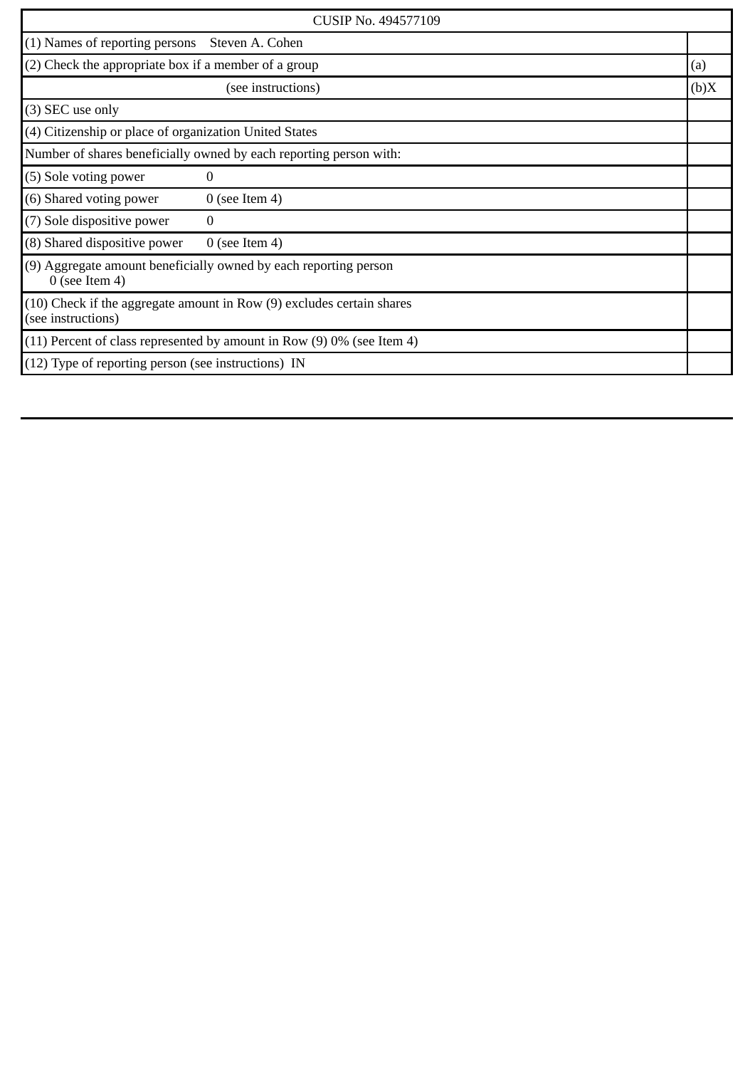| CUSIP No. 494577109 | |
|---|---|
| (1) Names of reporting persons Steven A. Cohen | |
| (2) Check the appropriate box if a member of a group | (a) |
| (see instructions) | (b)X |
| (3) SEC use only | |
| (4) Citizenship or place of organization United States | |
| Number of shares beneficially owned by each reporting person with: | |
| (5) Sole voting power 0 | |
| (6) Shared voting power 0 (see Item 4) | |
| (7) Sole dispositive power 0 | |
| (8) Shared dispositive power 0 (see Item 4) | |
| (9) Aggregate amount beneficially owned by each reporting person 0 (see Item 4) | |
| (10) Check if the aggregate amount in Row (9) excludes certain shares (see instructions) | |
| (11) Percent of class represented by amount in Row (9) 0% (see Item 4) | |
| (12) Type of reporting person (see instructions) IN | |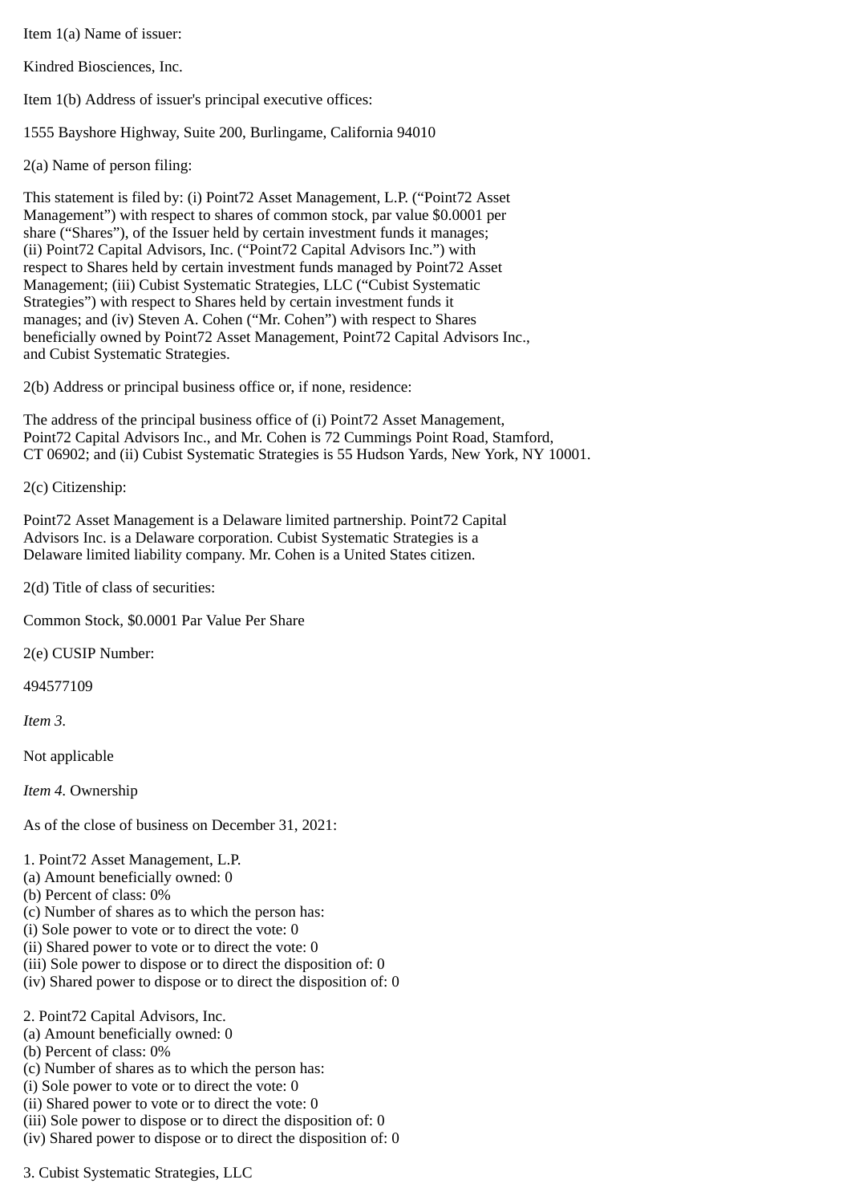Item 1(a) Name of issuer:

Kindred Biosciences, Inc.

Item 1(b) Address of issuer's principal executive offices:

1555 Bayshore Highway, Suite 200, Burlingame, California 94010

2(a) Name of person filing:

This statement is filed by: (i) Point72 Asset Management, L.P. ("Point72 Asset Management") with respect to shares of common stock, par value $0.0001 per share ("Shares"), of the Issuer held by certain investment funds it manages; (ii) Point72 Capital Advisors, Inc. ("Point72 Capital Advisors Inc.") with respect to Shares held by certain investment funds managed by Point72 Asset Management; (iii) Cubist Systematic Strategies, LLC ("Cubist Systematic Strategies") with respect to Shares held by certain investment funds it manages; and (iv) Steven A. Cohen ("Mr. Cohen") with respect to Shares beneficially owned by Point72 Asset Management, Point72 Capital Advisors Inc., and Cubist Systematic Strategies.

2(b) Address or principal business office or, if none, residence:

The address of the principal business office of (i) Point72 Asset Management, Point72 Capital Advisors Inc., and Mr. Cohen is 72 Cummings Point Road, Stamford, CT 06902; and (ii) Cubist Systematic Strategies is 55 Hudson Yards, New York, NY 10001.

2(c) Citizenship:

Point72 Asset Management is a Delaware limited partnership. Point72 Capital Advisors Inc. is a Delaware corporation. Cubist Systematic Strategies is a Delaware limited liability company. Mr. Cohen is a United States citizen.

2(d) Title of class of securities:

Common Stock, $0.0001 Par Value Per Share

2(e) CUSIP Number:

494577109

*Item 3.*

Not applicable

*Item 4.* Ownership

As of the close of business on December 31, 2021:

1. Point72 Asset Management, L.P.
(a) Amount beneficially owned: 0
(b) Percent of class: 0%
(c) Number of shares as to which the person has:
(i) Sole power to vote or to direct the vote: 0
(ii) Shared power to vote or to direct the vote: 0
(iii) Sole power to dispose or to direct the disposition of: 0
(iv) Shared power to dispose or to direct the disposition of: 0

2. Point72 Capital Advisors, Inc.
(a) Amount beneficially owned: 0
(b) Percent of class: 0%
(c) Number of shares as to which the person has:
(i) Sole power to vote or to direct the vote: 0
(ii) Shared power to vote or to direct the vote: 0
(iii) Sole power to dispose or to direct the disposition of: 0
(iv) Shared power to dispose or to direct the disposition of: 0

3. Cubist Systematic Strategies, LLC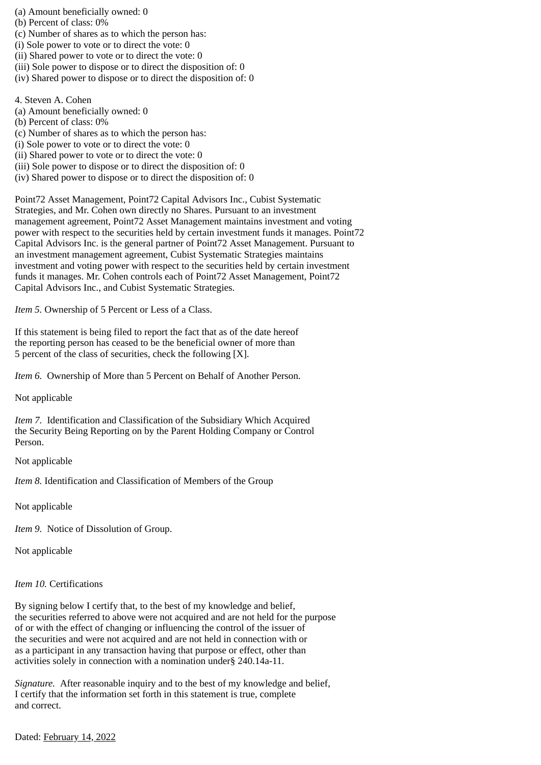(a) Amount beneficially owned: 0
(b) Percent of class: 0%
(c) Number of shares as to which the person has:
(i) Sole power to vote or to direct the vote: 0
(ii) Shared power to vote or to direct the vote: 0
(iii) Sole power to dispose or to direct the disposition of: 0
(iv) Shared power to dispose or to direct the disposition of: 0

4. Steven A. Cohen
(a) Amount beneficially owned: 0
(b) Percent of class: 0%
(c) Number of shares as to which the person has:
(i) Sole power to vote or to direct the vote: 0
(ii) Shared power to vote or to direct the vote: 0
(iii) Sole power to dispose or to direct the disposition of: 0
(iv) Shared power to dispose or to direct the disposition of: 0

Point72 Asset Management, Point72 Capital Advisors Inc., Cubist Systematic Strategies, and Mr. Cohen own directly no Shares. Pursuant to an investment management agreement, Point72 Asset Management maintains investment and voting power with respect to the securities held by certain investment funds it manages. Point72 Capital Advisors Inc. is the general partner of Point72 Asset Management. Pursuant to an investment management agreement, Cubist Systematic Strategies maintains investment and voting power with respect to the securities held by certain investment funds it manages. Mr. Cohen controls each of Point72 Asset Management, Point72 Capital Advisors Inc., and Cubist Systematic Strategies.

*Item 5.* Ownership of 5 Percent or Less of a Class.

If this statement is being filed to report the fact that as of the date hereof the reporting person has ceased to be the beneficial owner of more than 5 percent of the class of securities, check the following [X].

*Item 6.* Ownership of More than 5 Percent on Behalf of Another Person.

Not applicable

*Item 7.* Identification and Classification of the Subsidiary Which Acquired the Security Being Reporting on by the Parent Holding Company or Control Person.

Not applicable

*Item 8.* Identification and Classification of Members of the Group

Not applicable

*Item 9.* Notice of Dissolution of Group.

Not applicable

*Item 10.* Certifications

By signing below I certify that, to the best of my knowledge and belief, the securities referred to above were not acquired and are not held for the purpose of or with the effect of changing or influencing the control of the issuer of the securities and were not acquired and are not held in connection with or as a participant in any transaction having that purpose or effect, other than activities solely in connection with a nomination under§ 240.14a-11.

*Signature.* After reasonable inquiry and to the best of my knowledge and belief, I certify that the information set forth in this statement is true, complete and correct.

Dated: February 14, 2022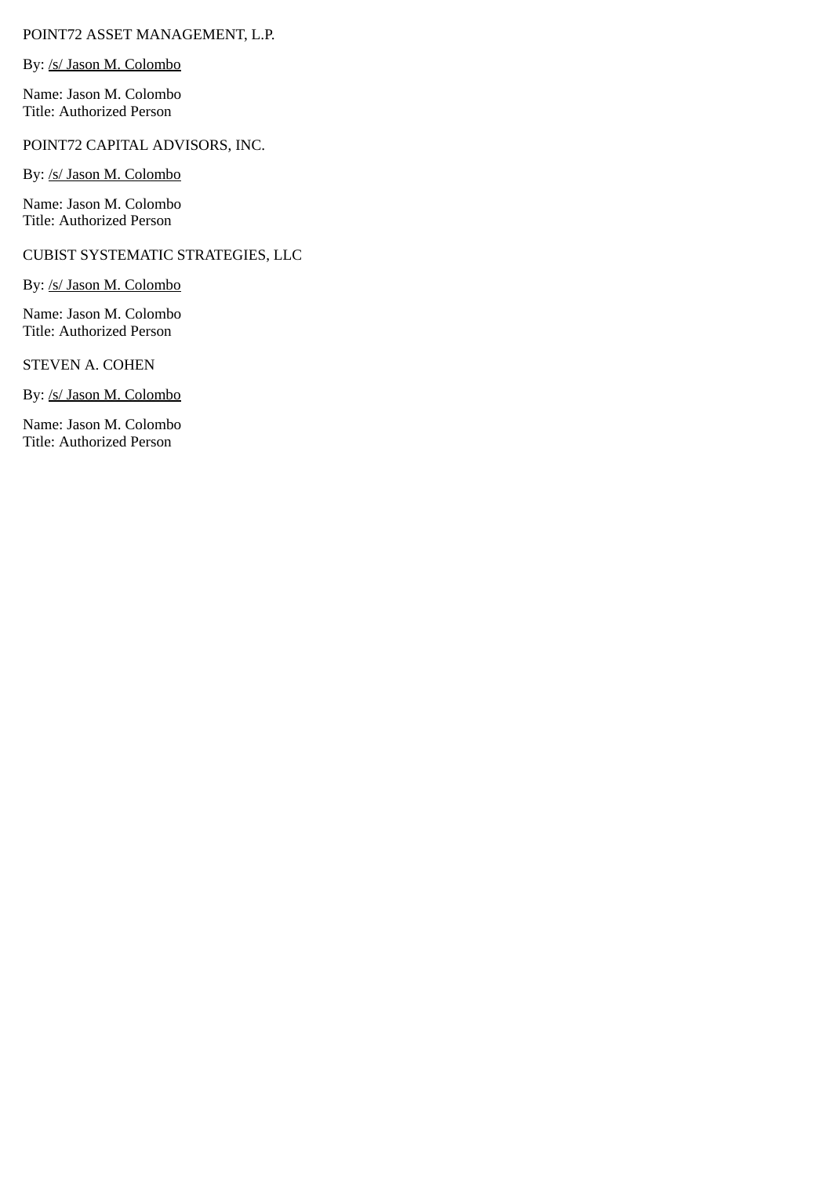POINT72 ASSET MANAGEMENT, L.P.

By: /s/ Jason M. Colombo

Name: Jason M. Colombo
Title: Authorized Person

POINT72 CAPITAL ADVISORS, INC.

By: /s/ Jason M. Colombo

Name: Jason M. Colombo
Title: Authorized Person

CUBIST SYSTEMATIC STRATEGIES, LLC

By: /s/ Jason M. Colombo

Name: Jason M. Colombo
Title: Authorized Person

STEVEN A. COHEN

By: /s/ Jason M. Colombo

Name: Jason M. Colombo
Title: Authorized Person